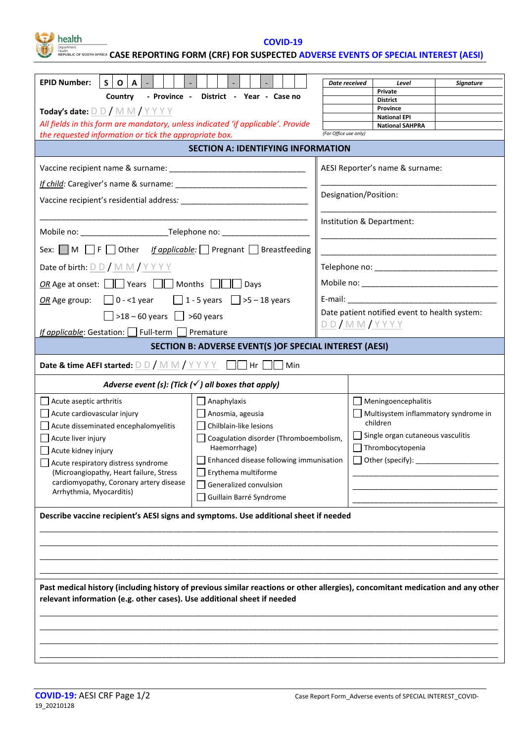health
Department: Health
REPUBLIC OF SOUTH AFRICA

# COVID-19
## CASE REPORTING FORM (CRF) FOR SUSPECTED ADVERSE EVENTS OF SPECIAL INTEREST (AESI)

**EPID Number:** | S | O | A | - | | | | - | | | | - | | | | - | | | | |

Country - Province - District - Year - Case no

| Date received | Level | Signature |
|---|---|---|
| | Private | |
| | District | |
| | Province | |
| | National EPI | |
| | National SAHPRA | |

*(For Office use only)*

**Today's date:** DD / MM / YYYY

*All fields in this form are mandatory, unless indicated 'if applicable'. Provide the requested information or tick the appropriate box.*

## SECTION A: IDENTIFYING INFORMATION

Vaccine recipient name & surname: ______________________________

*If child:* Caregiver's name & surname: ______________________________

Vaccine recipient's residential address: ______________________________

______________________________________________________________

Mobile no: __________________ Telephone no: __________________

Sex: ☐ M ☐ F ☐ Other *If applicable:* ☐ Pregnant ☐ Breastfeeding

Date of birth: DD / MM / YYYY

*OR* Age at onset: ☐☐ Years ☐☐ Months ☐☐☐ Days

*OR* Age group: ☐ 0 - <1 year ☐ 1 - 5 years ☐ >5 – 18 years ☐ >18 – 60 years ☐ >60 years

*If applicable*: Gestation: ☐ Full-term ☐ Premature

AESI Reporter's name & surname:

______________________________________

Designation/Position:

______________________________________

Institution & Department:

______________________________________

______________________________________

Telephone no: ____________________________

Mobile no: ______________________________

E-mail: ________________________________

Date patient notified event to health system: DD / MM / YYYY

## SECTION B: ADVERSE EVENT(S )OF SPECIAL INTEREST (AESI)

**Date & time AEFI started:** DD / MM / YYYY ☐☐ Hr ☐☐ Min

***Adverse event (s): (Tick (✓) all boxes that apply)***

- ☐ Acute aseptic arthritis
- ☐ Acute cardiovascular injury
- ☐ Acute disseminated encephalomyelitis
- ☐ Acute liver injury
- ☐ Acute kidney injury
- ☐ Acute respiratory distress syndrome (Microangiopathy, Heart failure, Stress cardiomyopathy, Coronary artery disease Arrhythmia, Myocarditis)
- ☐ Anaphylaxis
- ☐ Anosmia, ageusia
- ☐ Chilblain-like lesions
- ☐ Coagulation disorder (Thromboembolism, Haemorrhage)
- ☐ Enhanced disease following immunisation
- ☐ Erythema multiforme
- ☐ Generalized convulsion
- ☐ Guillain Barré Syndrome
- ☐ Meningoencephalitis
- ☐ Multisystem inflammatory syndrome in children
- ☐ Single organ cutaneous vasculitis
- ☐ Thrombocytopenia
- ☐ Other (specify): ______________________

______________________________________

______________________________________

______________________________________

**Describe vaccine recipient's AESI signs and symptoms. Use additional sheet if needed**

______________________________________________________________

______________________________________________________________

______________________________________________________________

______________________________________________________________

**Past medical history (including history of previous similar reactions or other allergies), concomitant medication and any other relevant information (e.g. other cases). Use additional sheet if needed**

______________________________________________________________

______________________________________________________________

______________________________________________________________

______________________________________________________________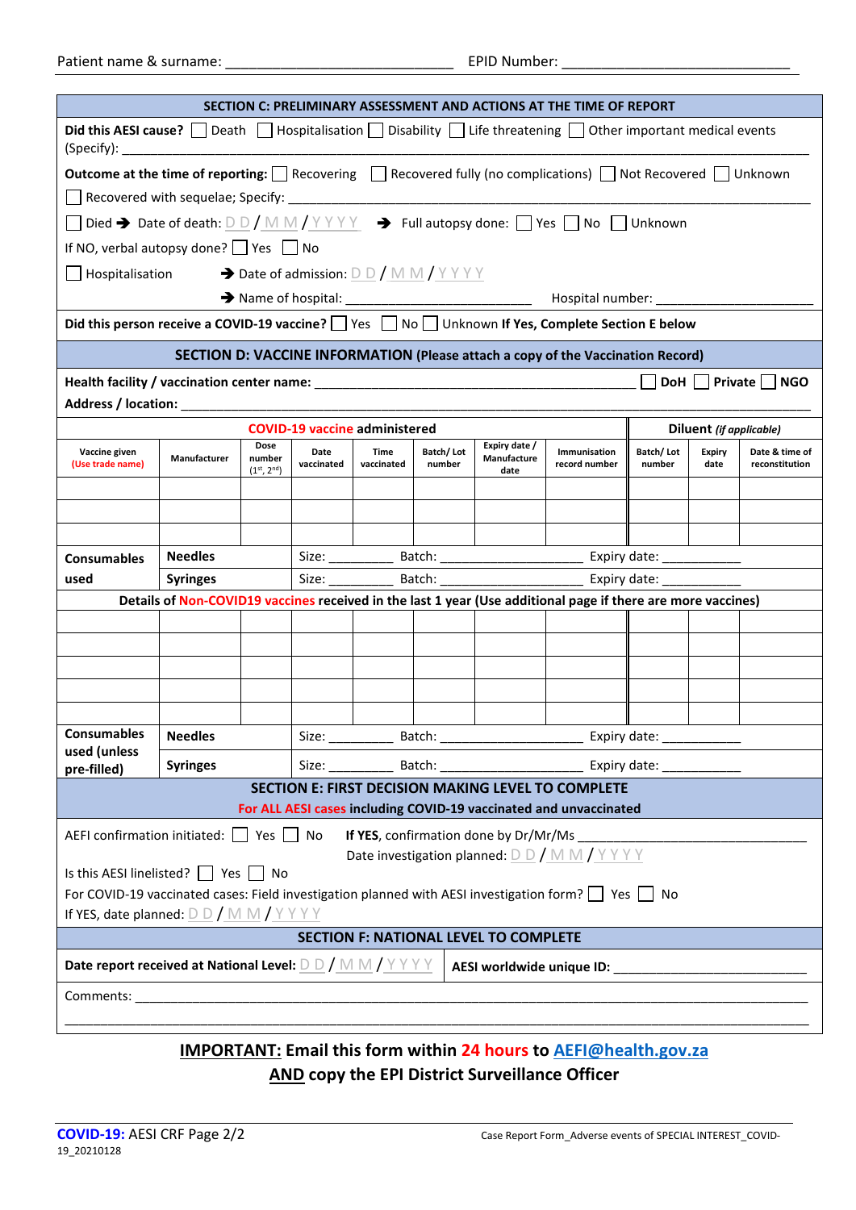Patient name & surname: ______________________________ EPID Number: ______________________________

## SECTION C: PRELIMINARY ASSESSMENT AND ACTIONS AT THE TIME OF REPORT

**Did this AESI cause?** ☐ Death ☐ Hospitalisation ☐ Disability ☐ Life threatening ☐ Other important medical events

(Specify): ____________________________________________________________

**Outcome at the time of reporting:** ☐ Recovering ☐ Recovered fully (no complications) ☐ Not Recovered ☐ Unknown

☐ Recovered with sequelae; Specify: ____________________________________________________________

☐ Died ➔ Date of death: D D / M M / Y Y Y Y ➔ Full autopsy done: ☐ Yes ☐ No ☐ Unknown

If NO, verbal autopsy done? ☐ Yes ☐ No

☐ Hospitalisation ➔ Date of admission: D D / M M / Y Y Y Y

➔ Name of hospital: ________________________ Hospital number: ________________________

**Did this person receive a COVID-19 vaccine?** ☐ Yes ☐ No ☐ Unknown **If Yes, Complete Section E below**

## SECTION D: VACCINE INFORMATION (Please attach a copy of the Vaccination Record)

**Health facility / vaccination center name:** ____________________________________________ ☐ **DoH** ☐ **Private** ☐ **NGO**

**Address / location:** ____________________________________________________________

| COVID-19 vaccine administered | | | | | | | | Diluent *(if applicable)* | | |
|---|---|---|---|---|---|---|---|---|---|---|
| Vaccine given (Use trade name) | Manufacturer | Dose number (1st, 2nd) | Date vaccinated | Time vaccinated | Batch/ Lot number | Expiry date / Manufacture date | Immunisation record number | Batch/ Lot number | Expiry date | Date & time of reconstitution |
| | | | | | | | | | | |
| | | | | | | | | | | |
| | | | | | | | | | | |
| **Consumables used** | **Needles** | Size: _________ Batch: ____________________ Expiry date: ___________ | | | | | | | | |
| | **Syringes** | Size: _________ Batch: ____________________ Expiry date: ___________ | | | | | | | | |
| **Details of Non-COVID19 vaccines received in the last 1 year (Use additional page if there are more vaccines)** | | | | | | | | | | |
| | | | | | | | | | | |
| | | | | | | | | | | |
| | | | | | | | | | | |
| | | | | | | | | | | |
| | | | | | | | | | | |
| **Consumables used (unless pre-filled)** | **Needles** | Size: _________ Batch: ____________________ Expiry date: ___________ | | | | | | | | |
| | **Syringes** | Size: _________ Batch: ____________________ Expiry date: ___________ | | | | | | | | |

## SECTION E: FIRST DECISION MAKING LEVEL TO COMPLETE

**For ALL AESI cases including COVID-19 vaccinated and unvaccinated**

AEFI confirmation initiated: ☐ Yes ☐ No **If YES,** confirmation done by Dr/Mr/Ms ________________________________

Date investigation planned: D D / M M / Y Y Y Y

Is this AESI linelisted? ☐ Yes ☐ No

For COVID-19 vaccinated cases: Field investigation planned with AESI investigation form? ☐ Yes ☐ No

If YES, date planned: D D / M M / Y Y Y Y

## SECTION F: NATIONAL LEVEL TO COMPLETE

**Date report received at National Level:** D D / M M / Y Y Y Y **AESI worldwide unique ID:** ____________________________

Comments: ____________________________________________________________

____________________________________________________________

**IMPORTANT: Email this form within 24 hours to AEFI@health.gov.za**

**AND copy the EPI District Surveillance Officer**